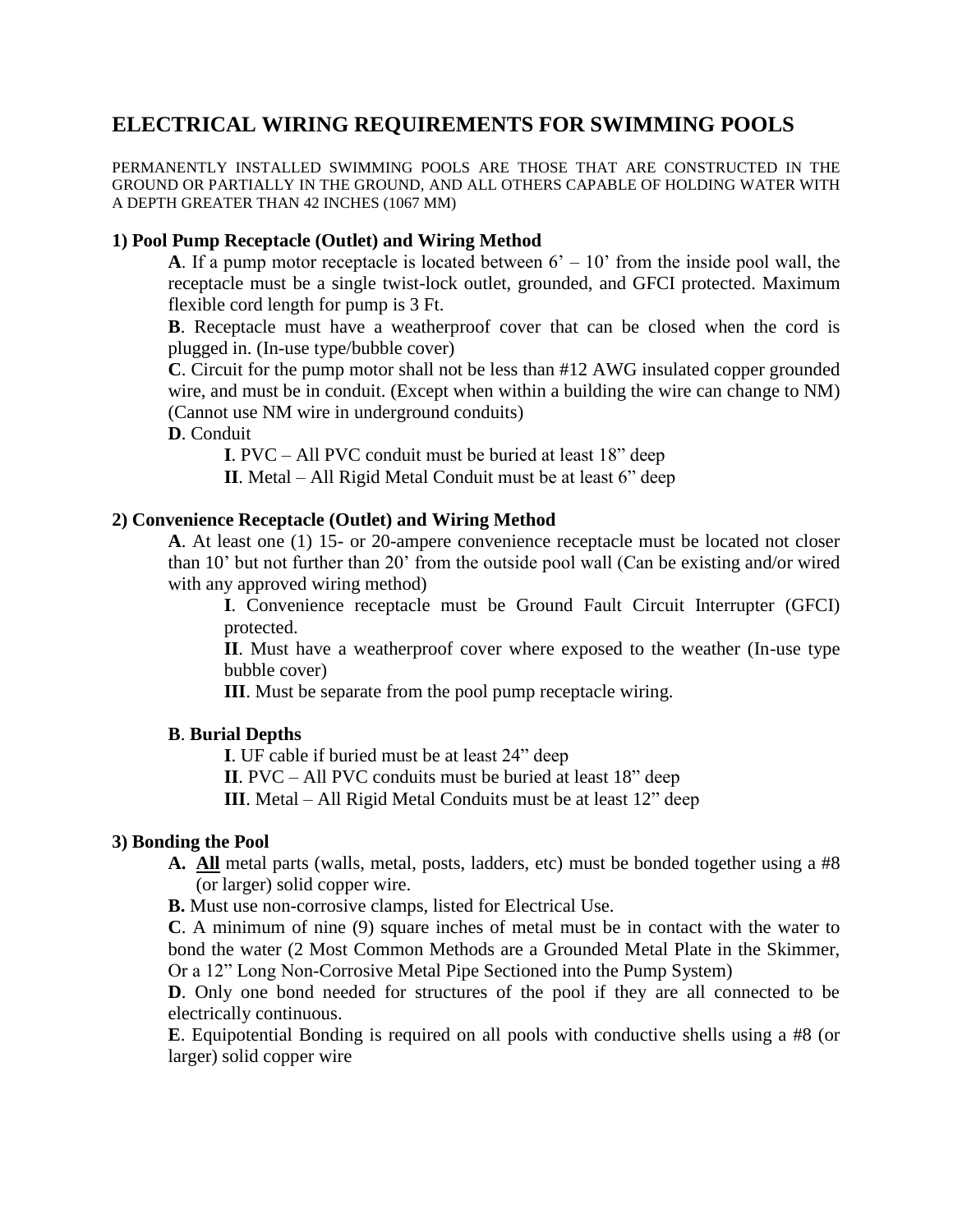# ELECTRICAL WIRING REQUIREMENTS FOR SWIMMING POOLS

PERMANENTLY INSTALLED SWIMMING POOLS ARE THOSE THAT ARE CONSTRUCTED IN THE GROUND OR PARTIALLY IN THE GROUND, AND ALL OTHERS CAPABLE OF HOLDING WATER WITH A DEPTH GREATER THAN 42 INCHES (1067 MM)

### 1) Pool Pump Receptacle (Outlet) and Wiring Method

**A**. If a pump motor receptacle is located between 6' – 10' from the inside pool wall, the receptacle must be a single twist-lock outlet, grounded, and GFCI protected. Maximum flexible cord length for pump is 3 Ft.

**B**. Receptacle must have a weatherproof cover that can be closed when the cord is plugged in. (In-use type/bubble cover)

**C**. Circuit for the pump motor shall not be less than #12 AWG insulated copper grounded wire, and must be in conduit. (Except when within a building the wire can change to NM) (Cannot use NM wire in underground conduits)

**D**. Conduit

- **I**. PVC – All PVC conduit must be buried at least 18" deep
- **II**. Metal – All Rigid Metal Conduit must be at least 6" deep

### 2) Convenience Receptacle (Outlet) and Wiring Method

**A**. At least one (1) 15- or 20-ampere convenience receptacle must be located not closer than 10' but not further than 20' from the outside pool wall (Can be existing and/or wired with any approved wiring method)

- **I**. Convenience receptacle must be Ground Fault Circuit Interrupter (GFCI) protected.
- **II**. Must have a weatherproof cover where exposed to the weather (In-use type bubble cover)
- **III**. Must be separate from the pool pump receptacle wiring.

**B**. **Burial Depths**

- **I**. UF cable if buried must be at least 24" deep
- **II**. PVC – All PVC conduits must be buried at least 18" deep
- **III**. Metal – All Rigid Metal Conduits must be at least 12" deep

### 3) Bonding the Pool

**A.** **<u>All</u>** metal parts (walls, metal, posts, ladders, etc) must be bonded together using a #8 (or larger) solid copper wire.

**B.** Must use non-corrosive clamps, listed for Electrical Use.

**C**. A minimum of nine (9) square inches of metal must be in contact with the water to bond the water (2 Most Common Methods are a Grounded Metal Plate in the Skimmer, Or a 12" Long Non-Corrosive Metal Pipe Sectioned into the Pump System)

**D**. Only one bond needed for structures of the pool if they are all connected to be electrically continuous.

**E**. Equipotential Bonding is required on all pools with conductive shells using a #8 (or larger) solid copper wire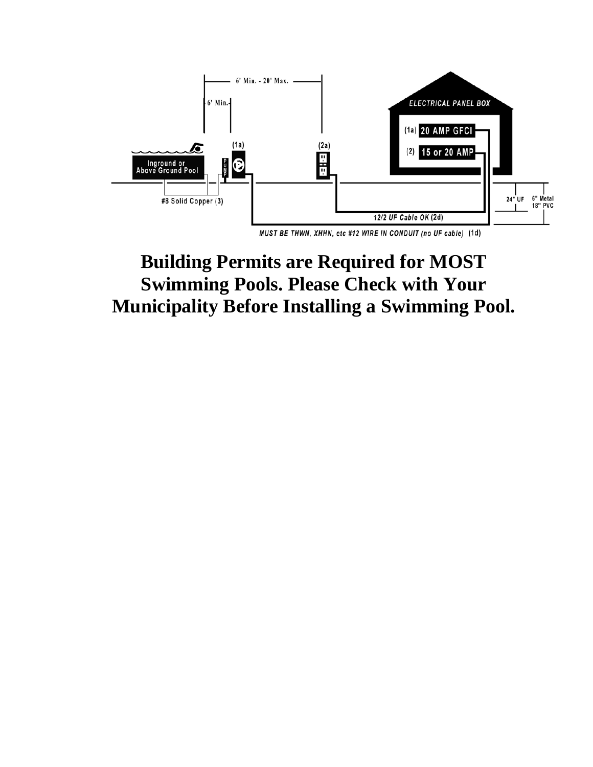6' Min. - 20' Max.

6' Min.

ELECTRICAL PANEL BOX

(1a) 20 AMP GFCI

(2) 15 or 20 AMP

(1a)

(2a)

Inground or Above Ground Pool

PUMP

#8 Solid Copper (3)

12/2 UF Cable OK (2d)

MUST BE THWN, XHHN, etc #12 WIRE IN CONDUIT (no UF cable) (1d)

24" UF

6" Metal
18" PVC

**Building Permits are Required for MOST Swimming Pools. Please Check with Your Municipality Before Installing a Swimming Pool.**